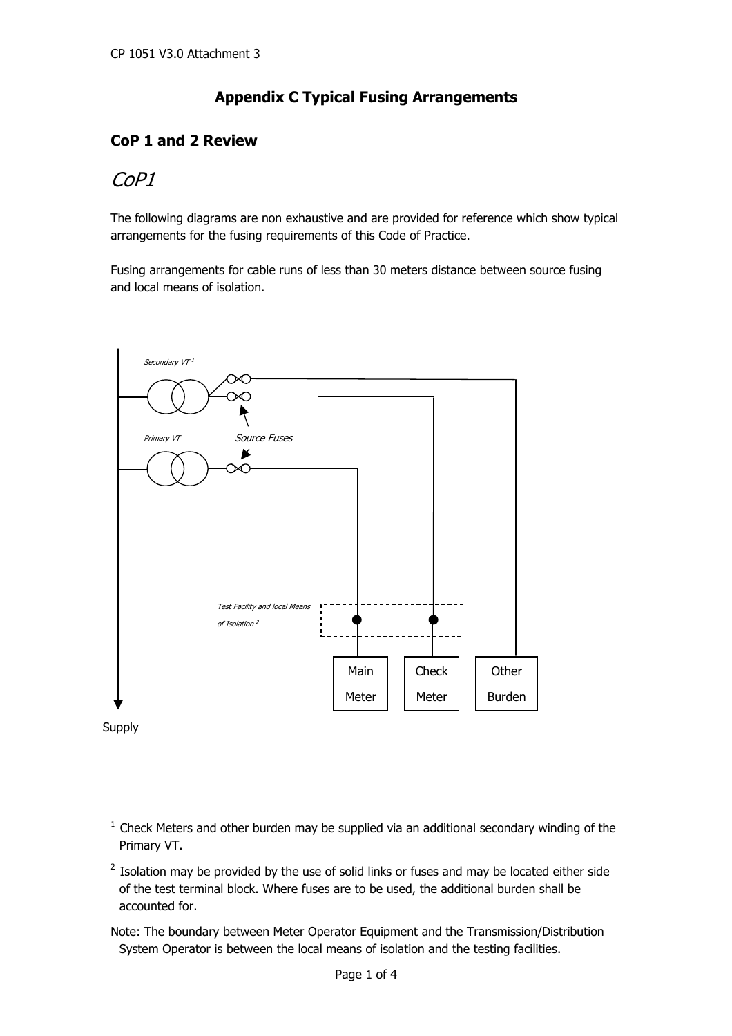# Appendix C Typical Fusing Arrangements

## CoP 1 and 2 Review

## *CoP1*

The following diagrams are non exhaustive and are provided for reference which show typical arrangements for the fusing requirements of this Code of Practice.

Fusing arrangements for cable runs of less than 30 meters distance between source fusing and local means of isolation.

*Secondary VT* [1]

*Primary VT*

*Source Fuses*

*Test Facility and local Means of Isolation* [2]

Main Meter

Check Meter

Other Burden

Supply

[1] Check Meters and other burden may be supplied via an additional secondary winding of the Primary VT.

[2] Isolation may be provided by the use of solid links or fuses and may be located either side of the test terminal block. Where fuses are to be used, the additional burden shall be accounted for.

Note: The boundary between Meter Operator Equipment and the Transmission/Distribution System Operator is between the local means of isolation and the testing facilities.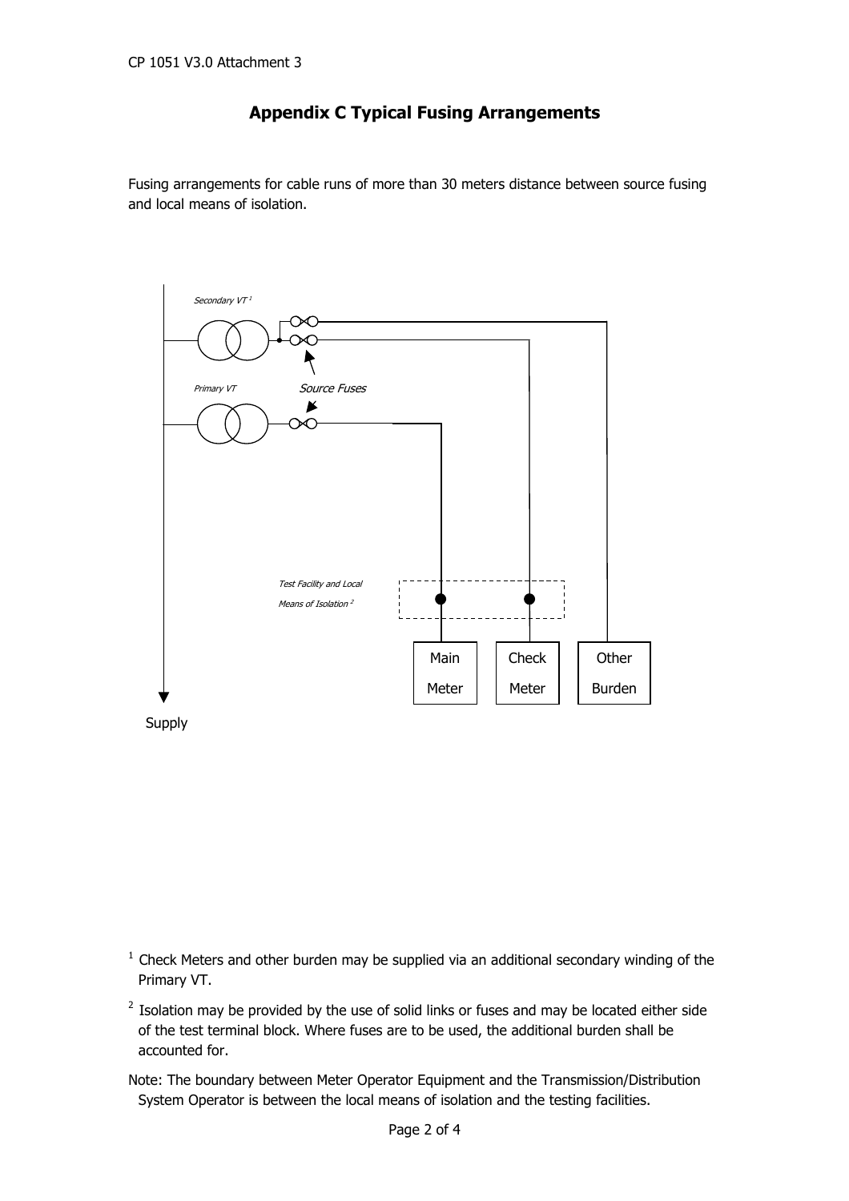# Appendix C Typical Fusing Arrangements

Fusing arrangements for cable runs of more than 30 meters distance between source fusing and local means of isolation.

*Secondary VT* [1]

*Primary VT*

*Source Fuses*

*Test Facility and Local Means of Isolation* [2]

Main Meter

Check Meter

Other Burden

Supply

[1] Check Meters and other burden may be supplied via an additional secondary winding of the Primary VT.

[2] Isolation may be provided by the use of solid links or fuses and may be located either side of the test terminal block. Where fuses are to be used, the additional burden shall be accounted for.

Note: The boundary between Meter Operator Equipment and the Transmission/Distribution System Operator is between the local means of isolation and the testing facilities.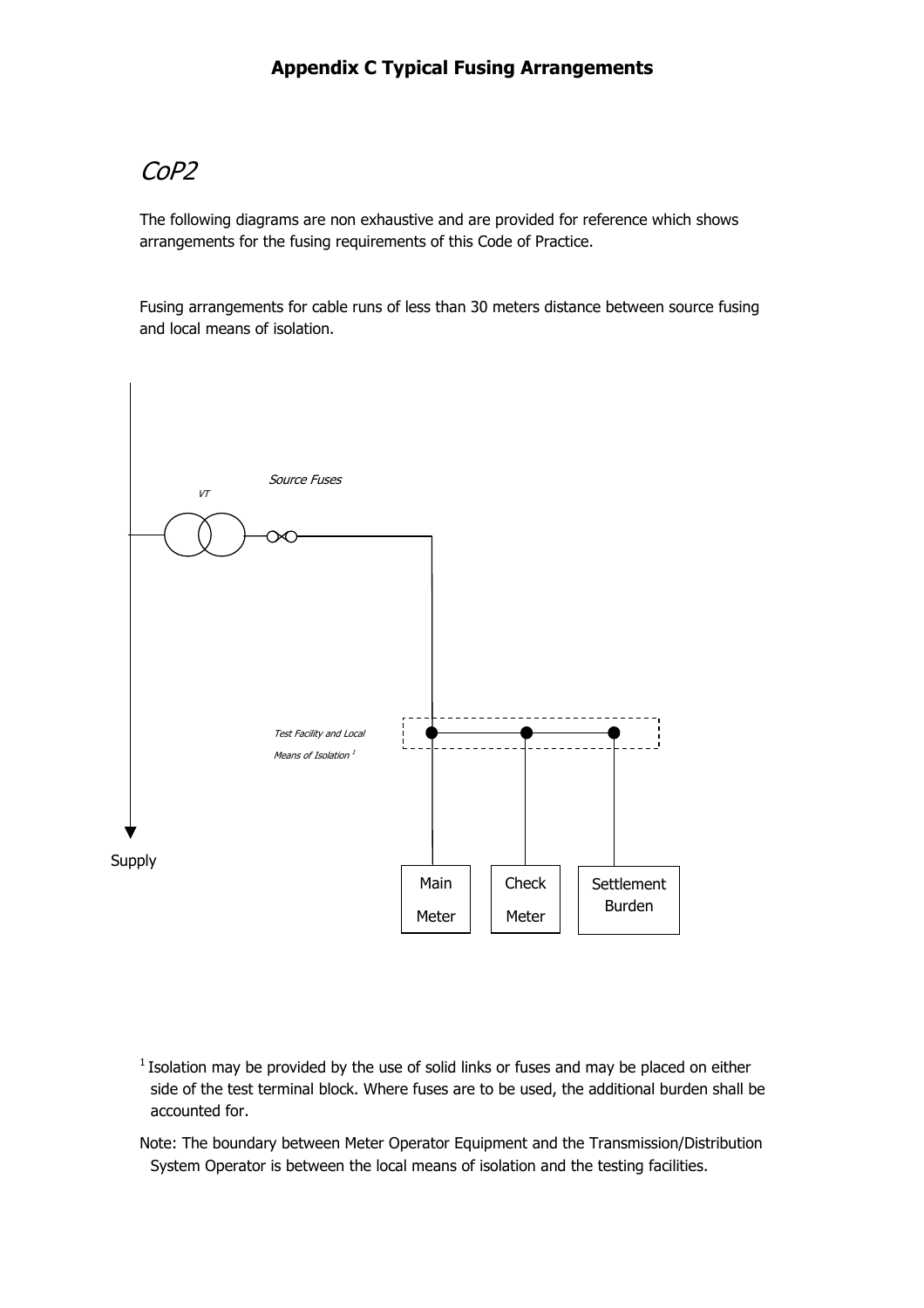# Appendix C Typical Fusing Arrangements

## *CoP2*

The following diagrams are non exhaustive and are provided for reference which shows arrangements for the fusing requirements of this Code of Practice.

Fusing arrangements for cable runs of less than 30 meters distance between source fusing and local means of isolation.

*Source Fuses*

*VT*

*Test Facility and Local Means of Isolation* [1]

Supply

Main Meter

Check Meter

Settlement Burden

[1] Isolation may be provided by the use of solid links or fuses and may be placed on either side of the test terminal block. Where fuses are to be used, the additional burden shall be accounted for.

Note: The boundary between Meter Operator Equipment and the Transmission/Distribution System Operator is between the local means of isolation and the testing facilities.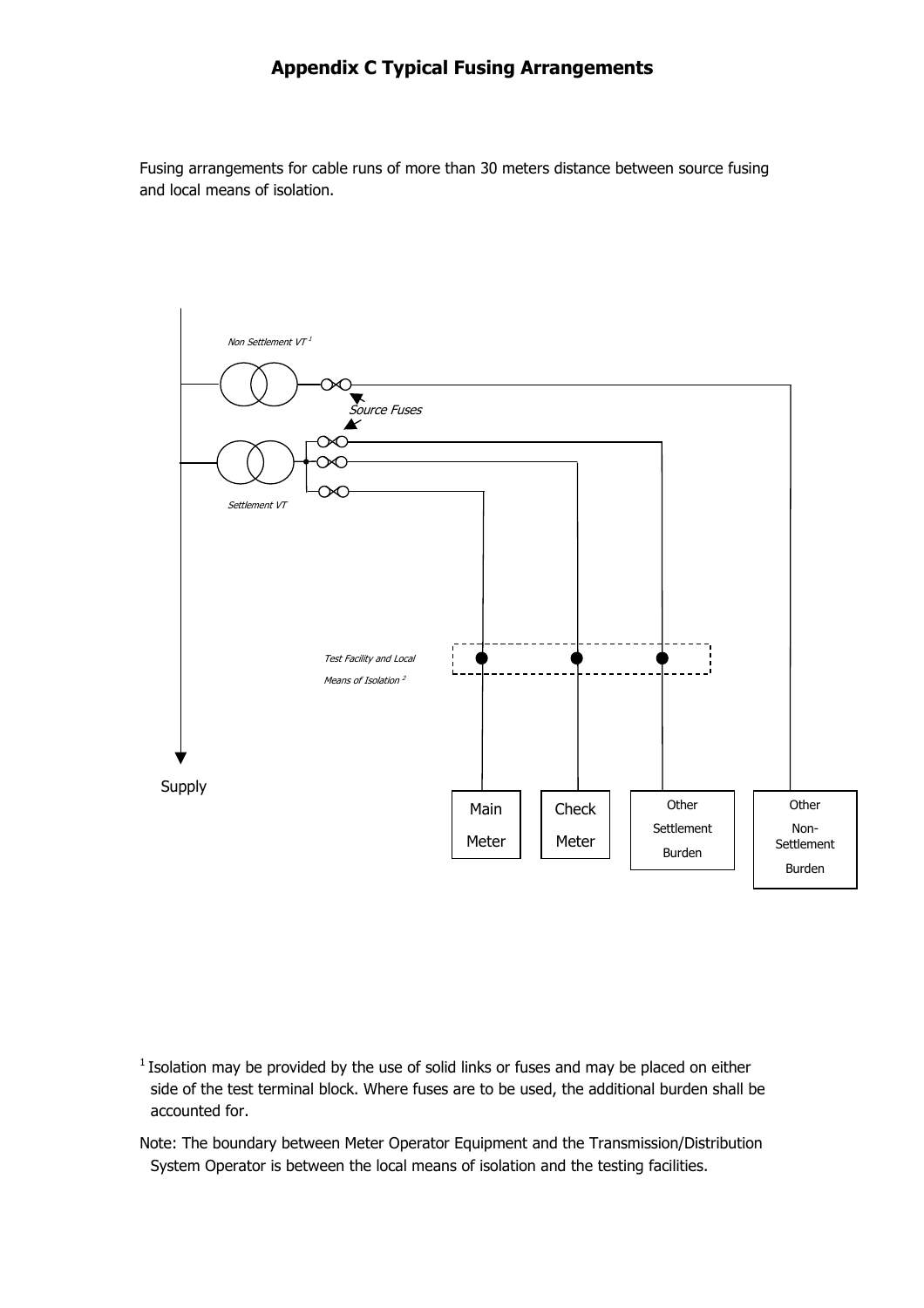# Appendix C Typical Fusing Arrangements

Fusing arrangements for cable runs of more than 30 meters distance between source fusing and local means of isolation.

Non Settlement VT [1]

Source Fuses

Settlement VT

Test Facility and Local Means of Isolation [2]

Supply

Main Meter

Check Meter

Other Settlement Burden

Other Non-Settlement Burden

[1] Isolation may be provided by the use of solid links or fuses and may be placed on either side of the test terminal block. Where fuses are to be used, the additional burden shall be accounted for.

Note: The boundary between Meter Operator Equipment and the Transmission/Distribution System Operator is between the local means of isolation and the testing facilities.